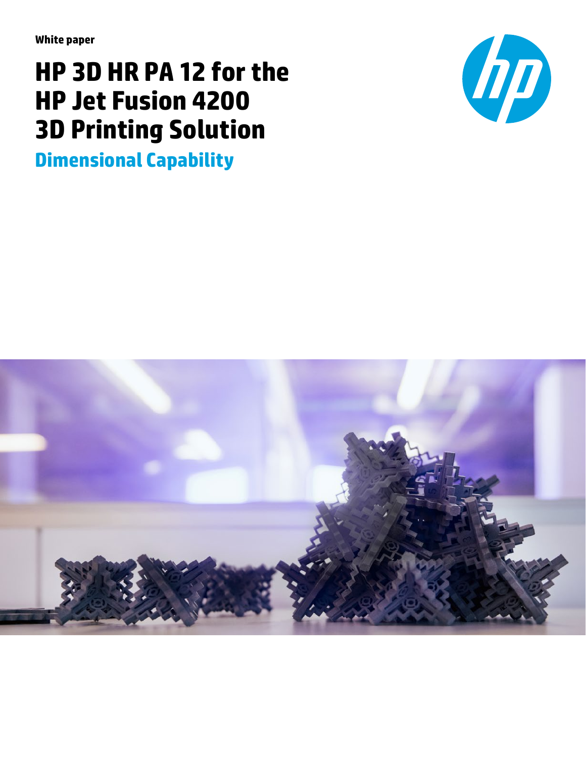White paper

# HP 3D HR PA 12 for the HP Jet Fusion 4200 3D Printing Solution

## Dimensional Capability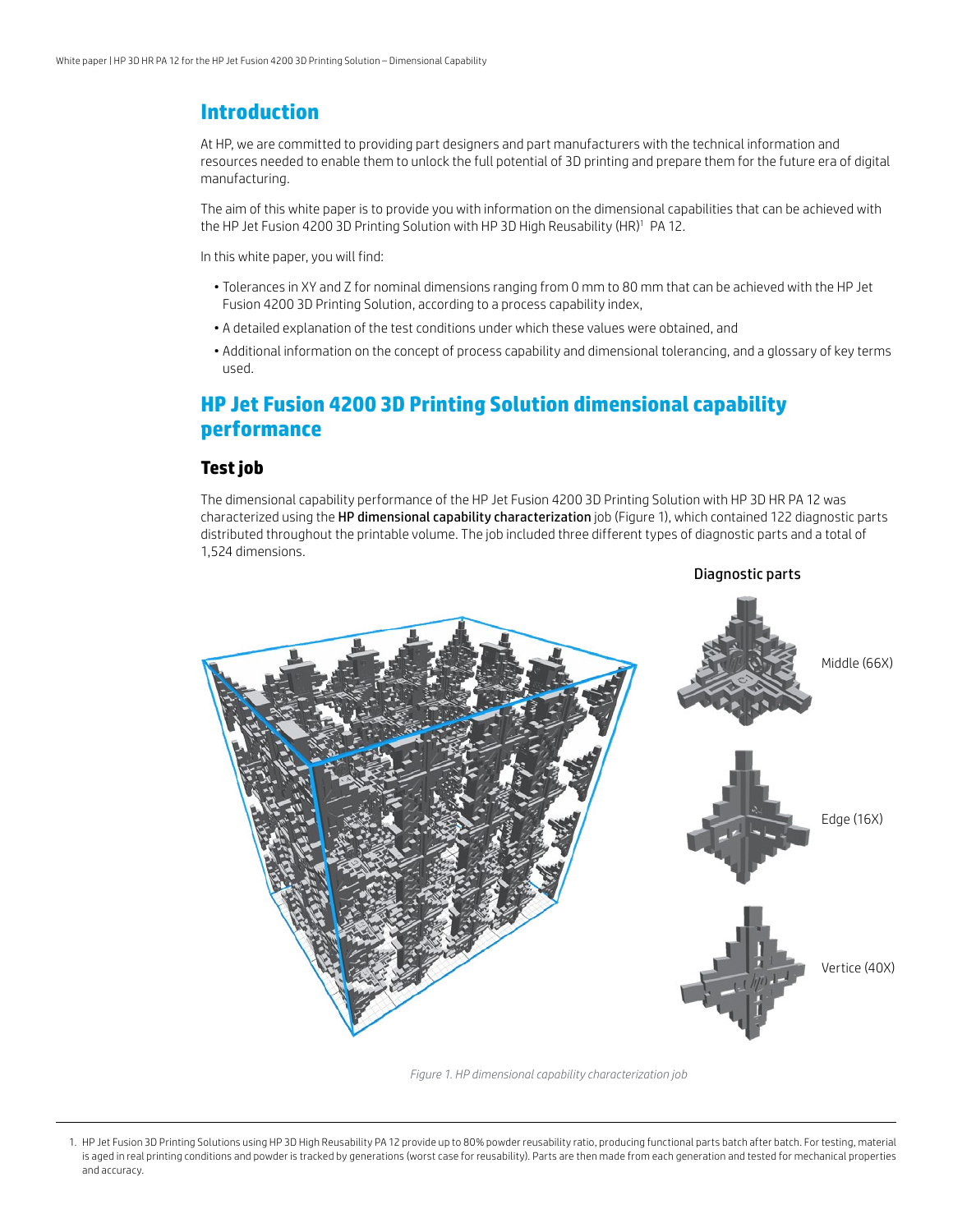## Introduction

At HP, we are committed to providing part designers and part manufacturers with the technical information and resources needed to enable them to unlock the full potential of 3D printing and prepare them for the future era of digital manufacturing.

The aim of this white paper is to provide you with information on the dimensional capabilities that can be achieved with the HP Jet Fusion 4200 3D Printing Solution with HP 3D High Reusability (HR)[1] PA 12.

In this white paper, you will find:

- Tolerances in XY and Z for nominal dimensions ranging from 0 mm to 80 mm that can be achieved with the HP Jet Fusion 4200 3D Printing Solution, according to a process capability index,
- A detailed explanation of the test conditions under which these values were obtained, and
- Additional information on the concept of process capability and dimensional tolerancing, and a glossary of key terms used.

## HP Jet Fusion 4200 3D Printing Solution dimensional capability performance

### Test job

The dimensional capability performance of the HP Jet Fusion 4200 3D Printing Solution with HP 3D HR PA 12 was characterized using the **HP dimensional capability characterization** job (Figure 1), which contained 122 diagnostic parts distributed throughout the printable volume. The job included three different types of diagnostic parts and a total of 1,524 dimensions.

Diagnostic parts

Middle (66X)

Edge (16X)

Vertice (40X)

*Figure 1. HP dimensional capability characterization job*

1. HP Jet Fusion 3D Printing Solutions using HP 3D High Reusability PA 12 provide up to 80% powder reusability ratio, producing functional parts batch after batch. For testing, material is aged in real printing conditions and powder is tracked by generations (worst case for reusability). Parts are then made from each generation and tested for mechanical properties and accuracy.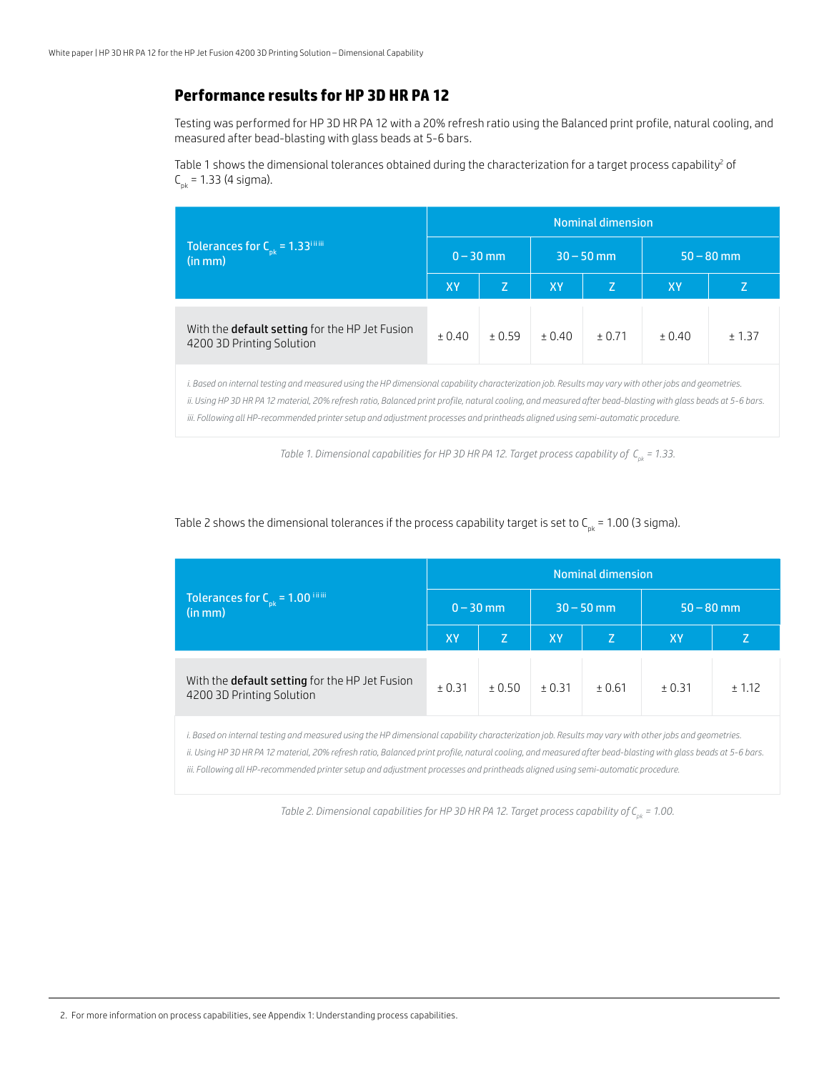## Performance results for HP 3D HR PA 12

Testing was performed for HP 3D HR PA 12 with a 20% refresh ratio using the Balanced print profile, natural cooling, and measured after bead-blasting with glass beads at 5-6 bars.

Table 1 shows the dimensional tolerances obtained during the characterization for a target process capability[2] of $C_{pk}$ = 1.33 (4 sigma).

| Tolerances for $C_{pk}$ = 1.33[i ii iii] (in mm) | Nominal dimension | | | | | |
|---|---|---|---|---|---|---|
| | 0 – 30 mm | | 30 – 50 mm | | 50 – 80 mm | |
| | XY | Z | XY | Z | XY | Z |
| With the **default setting** for the HP Jet Fusion 4200 3D Printing Solution | ± 0.40 | ± 0.59 | ± 0.40 | ± 0.71 | ± 0.40 | ± 1.37 |

*i. Based on internal testing and measured using the HP dimensional capability characterization job. Results may vary with other jobs and geometries.*
*ii. Using HP 3D HR PA 12 material, 20% refresh ratio, Balanced print profile, natural cooling, and measured after bead-blasting with glass beads at 5-6 bars.*
*iii. Following all HP-recommended printer setup and adjustment processes and printheads aligned using semi-automatic procedure.*

*Table 1. Dimensional capabilities for HP 3D HR PA 12. Target process capability of $C_{pk}$ = 1.33.*

Table 2 shows the dimensional tolerances if the process capability target is set to $C_{pk}$ = 1.00 (3 sigma).

| Tolerances for $C_{pk}$ = 1.00[i ii iii] (in mm) | Nominal dimension | | | | | |
|---|---|---|---|---|---|---|
| | 0 – 30 mm | | 30 – 50 mm | | 50 – 80 mm | |
| | XY | Z | XY | Z | XY | Z |
| With the **default setting** for the HP Jet Fusion 4200 3D Printing Solution | ± 0.31 | ± 0.50 | ± 0.31 | ± 0.61 | ± 0.31 | ± 1.12 |

*i. Based on internal testing and measured using the HP dimensional capability characterization job. Results may vary with other jobs and geometries.*
*ii. Using HP 3D HR PA 12 material, 20% refresh ratio, Balanced print profile, natural cooling, and measured after bead-blasting with glass beads at 5-6 bars.*
*iii. Following all HP-recommended printer setup and adjustment processes and printheads aligned using semi-automatic procedure.*

*Table 2. Dimensional capabilities for HP 3D HR PA 12. Target process capability of $C_{pk}$ = 1.00.*

2. For more information on process capabilities, see Appendix 1: Understanding process capabilities.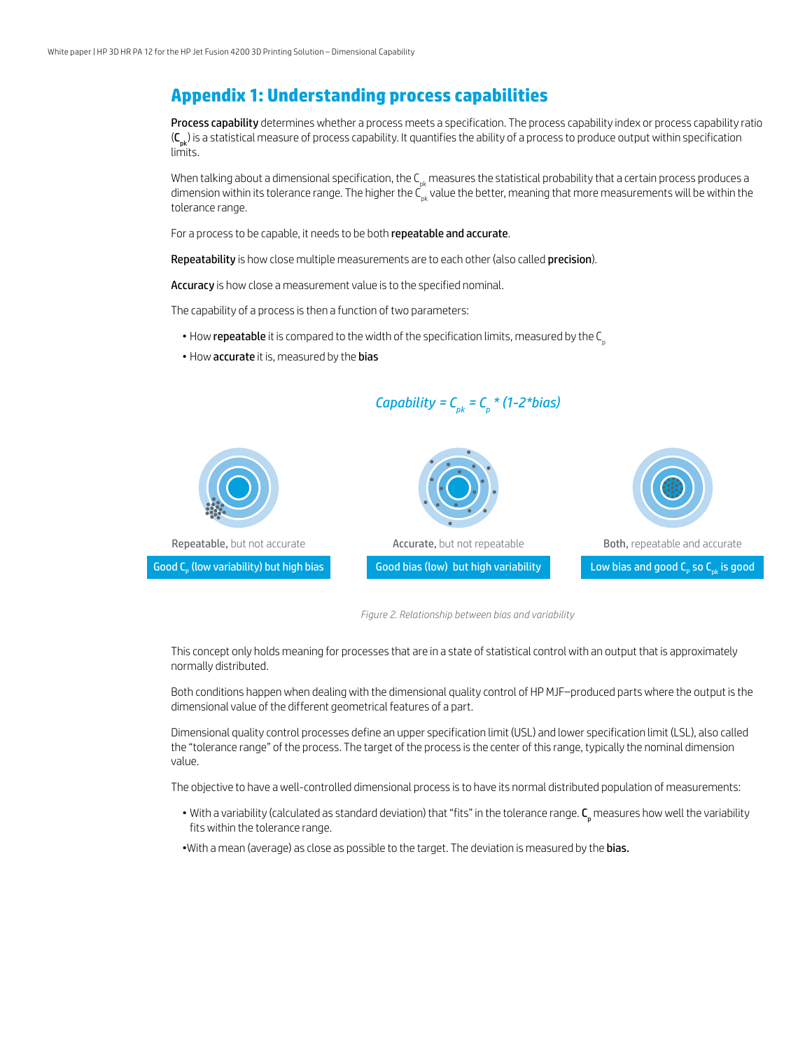## Appendix 1: Understanding process capabilities

**Process capability** determines whether a process meets a specification. The process capability index or process capability ratio (**$C_{pk}$**) is a statistical measure of process capability. It quantifies the ability of a process to produce output within specification limits.

When talking about a dimensional specification, the $C_{pk}$ measures the statistical probability that a certain process produces a dimension within its tolerance range. The higher the $C_{pk}$ value the better, meaning that more measurements will be within the tolerance range.

For a process to be capable, it needs to be both **repeatable and accurate**.

**Repeatability** is how close multiple measurements are to each other (also called **precision**).

**Accuracy** is how close a measurement value is to the specified nominal.

The capability of a process is then a function of two parameters:

- How **repeatable** it is compared to the width of the specification limits, measured by the $C_p$
- How **accurate** it is, measured by the **bias**

*Capability = $C_{pk} = C_p * (1-2*bias)$*

Repeatable, but not accurate — Good $C_p$ (low variability) but high bias

Accurate, but not repeatable — Good bias (low) but high variability

Both, repeatable and accurate — Low bias and good $C_p$ so $C_{pk}$ is good

*Figure 2. Relationship between bias and variability*

This concept only holds meaning for processes that are in a state of statistical control with an output that is approximately normally distributed.

Both conditions happen when dealing with the dimensional quality control of HP MJF–produced parts where the output is the dimensional value of the different geometrical features of a part.

Dimensional quality control processes define an upper specification limit (USL) and lower specification limit (LSL), also called the "tolerance range" of the process. The target of the process is the center of this range, typically the nominal dimension value.

The objective to have a well-controlled dimensional process is to have its normal distributed population of measurements:

- With a variability (calculated as standard deviation) that "fits" in the tolerance range. **$C_p$** measures how well the variability fits within the tolerance range.
- With a mean (average) as close as possible to the target. The deviation is measured by the **bias.**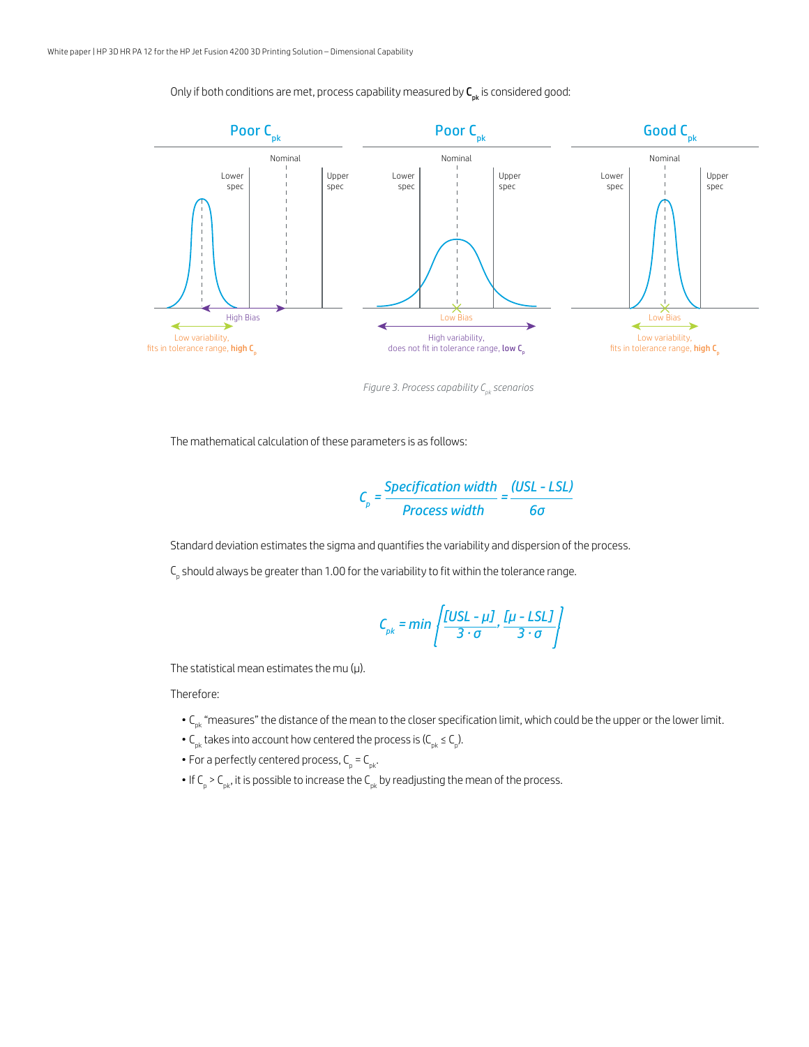Only if both conditions are met, process capability measured by $C_{pk}$ is considered good:

| Poor $C_{pk}$ | Poor $C_{pk}$ | Good $C_{pk}$ |
|---|---|---|
| High Bias | Low Bias | Low Bias |
| Low variability, fits in tolerance range, high $C_p$ | High variability, does not fit in tolerance range, low $C_p$ | Low variability, fits in tolerance range, high $C_p$ |

*Figure 3. Process capability $C_{pk}$ scenarios*

The mathematical calculation of these parameters is as follows:

$$C_p = \frac{\text{Specification width}}{\text{Process width}} = \frac{(USL - LSL)}{6\sigma}$$

Standard deviation estimates the sigma and quantifies the variability and dispersion of the process.

$C_p$ should always be greater than 1.00 for the variability to fit within the tolerance range.

$$C_{pk} = \min\left\{\frac{[USL - \mu]}{3 \cdot \sigma}, \frac{[\mu - LSL]}{3 \cdot \sigma}\right\}$$

The statistical mean estimates the mu (μ).

Therefore:

- $C_{pk}$ "measures" the distance of the mean to the closer specification limit, which could be the upper or the lower limit.
- $C_{pk}$ takes into account how centered the process is ($C_{pk} \leq C_p$).
- For a perfectly centered process, $C_p = C_{pk}$.
- If $C_p > C_{pk}$, it is possible to increase the $C_{pk}$ by readjusting the mean of the process.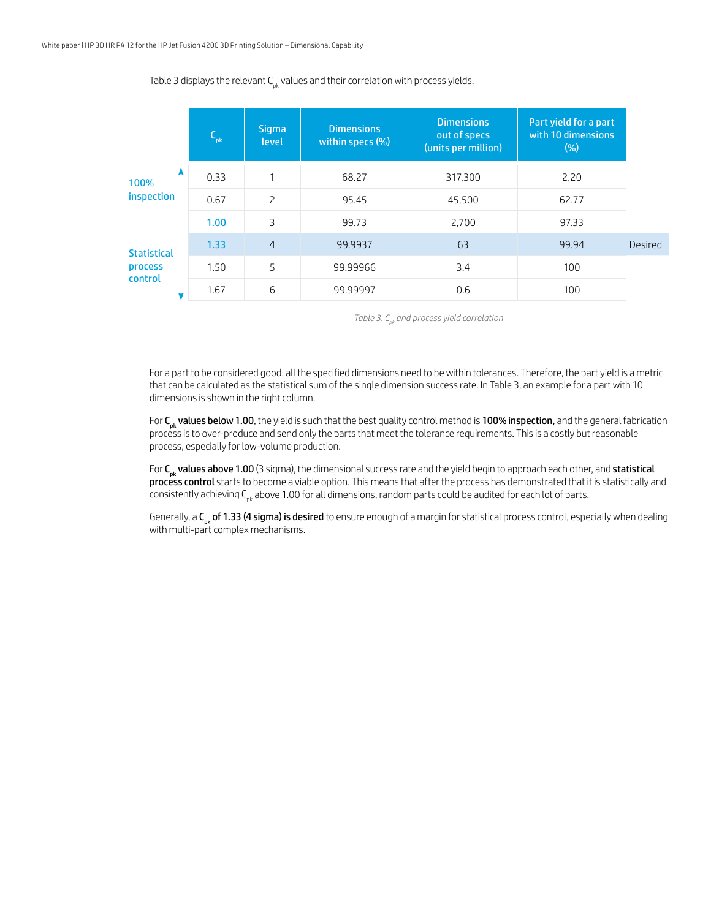Table 3 displays the relevant $C_{pk}$ values and their correlation with process yields.

| | $C_{pk}$ | Sigma level | Dimensions within specs (%) | Dimensions out of specs (units per million) | Part yield for a part with 10 dimensions (%) | |
|---|---|---|---|---|---|---|
| 100% inspection | 0.33 | 1 | 68.27 | 317,300 | 2.20 | |
| | 0.67 | 2 | 95.45 | 45,500 | 62.77 | |
| Statistical process control | 1.00 | 3 | 99.73 | 2,700 | 97.33 | |
| | 1.33 | 4 | 99.9937 | 63 | 99.94 | Desired |
| | 1.50 | 5 | 99.99966 | 3.4 | 100 | |
| | 1.67 | 6 | 99.99997 | 0.6 | 100 | |

*Table 3. $C_{pk}$ and process yield correlation*

For a part to be considered good, all the specified dimensions need to be within tolerances. Therefore, the part yield is a metric that can be calculated as the statistical sum of the single dimension success rate. In Table 3, an example for a part with 10 dimensions is shown in the right column.

For **$C_{pk}$ values below 1.00**, the yield is such that the best quality control method is **100% inspection,** and the general fabrication process is to over-produce and send only the parts that meet the tolerance requirements. This is a costly but reasonable process, especially for low-volume production.

For **$C_{pk}$ values above 1.00** (3 sigma), the dimensional success rate and the yield begin to approach each other, and **statistical process control** starts to become a viable option. This means that after the process has demonstrated that it is statistically and consistently achieving $C_{pk}$ above 1.00 for all dimensions, random parts could be audited for each lot of parts.

Generally, a **$C_{pk}$ of 1.33 (4 sigma) is desired** to ensure enough of a margin for statistical process control, especially when dealing with multi-part complex mechanisms.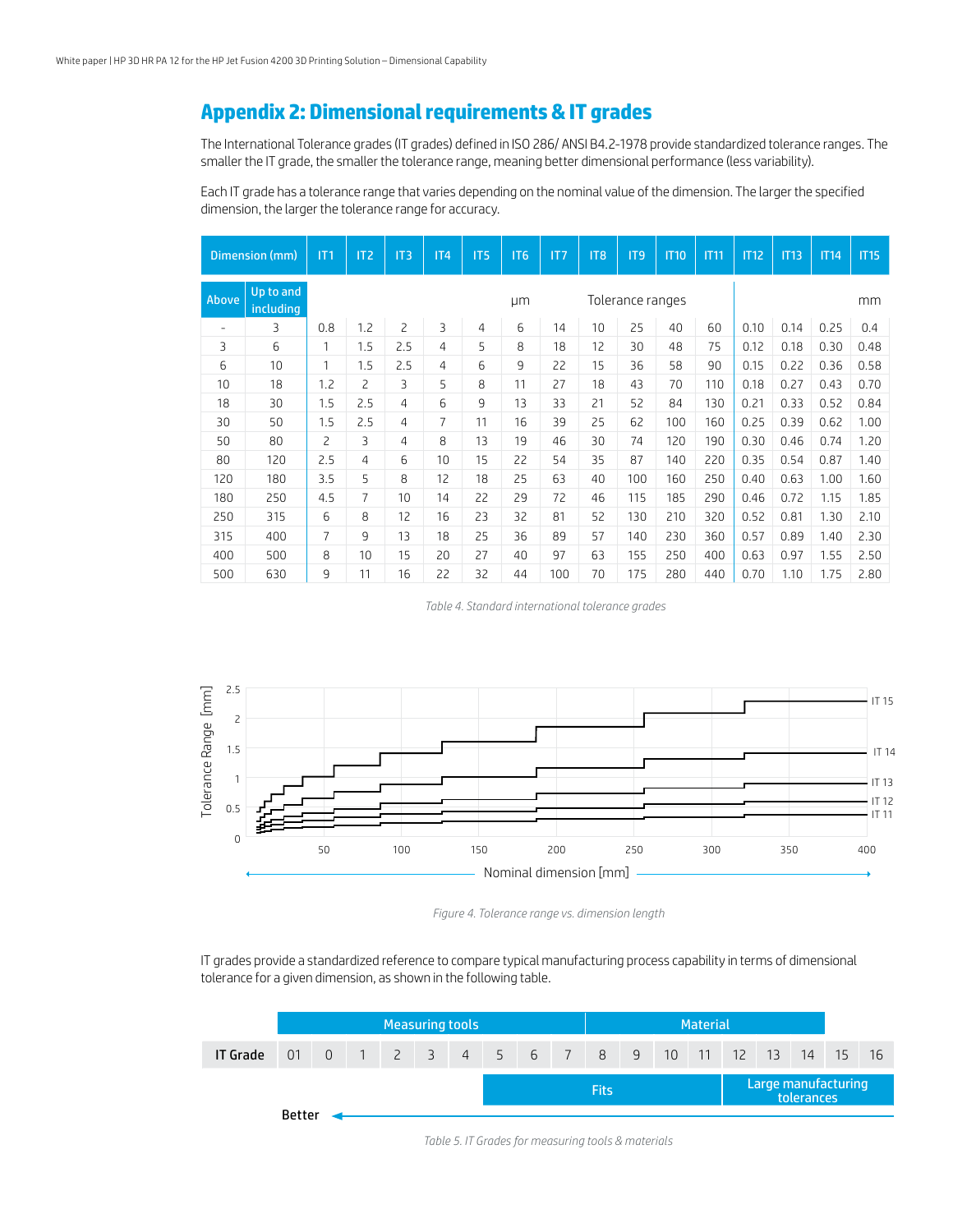## Appendix 2: Dimensional requirements & IT grades

The International Tolerance grades (IT grades) defined in ISO 286/ ANSI B4.2-1978 provide standardized tolerance ranges. The smaller the IT grade, the smaller the tolerance range, meaning better dimensional performance (less variability).

Each IT grade has a tolerance range that varies depending on the nominal value of the dimension. The larger the specified dimension, the larger the tolerance range for accuracy.

| Dimension (mm) | | IT1 | IT2 | IT3 | IT4 | IT5 | IT6 | IT7 | IT8 | IT9 | IT10 | IT11 | IT12 | IT13 | IT14 | IT15 |
|---|---|---|---|---|---|---|---|---|---|---|---|---|---|---|---|---|
| Above | Up to and including | μm | | | | | | Tolerance ranges | | | | | mm | | | |
| - | 3 | 0.8 | 1.2 | 2 | 3 | 4 | 6 | 14 | 10 | 25 | 40 | 60 | 0.10 | 0.14 | 0.25 | 0.4 |
| 3 | 6 | 1 | 1.5 | 2.5 | 4 | 5 | 8 | 18 | 12 | 30 | 48 | 75 | 0.12 | 0.18 | 0.30 | 0.48 |
| 6 | 10 | 1 | 1.5 | 2.5 | 4 | 6 | 9 | 22 | 15 | 36 | 58 | 90 | 0.15 | 0.22 | 0.36 | 0.58 |
| 10 | 18 | 1.2 | 2 | 3 | 5 | 8 | 11 | 27 | 18 | 43 | 70 | 110 | 0.18 | 0.27 | 0.43 | 0.70 |
| 18 | 30 | 1.5 | 2.5 | 4 | 6 | 9 | 13 | 33 | 21 | 52 | 84 | 130 | 0.21 | 0.33 | 0.52 | 0.84 |
| 30 | 50 | 1.5 | 2.5 | 4 | 7 | 11 | 16 | 39 | 25 | 62 | 100 | 160 | 0.25 | 0.39 | 0.62 | 1.00 |
| 50 | 80 | 2 | 3 | 4 | 8 | 13 | 19 | 46 | 30 | 74 | 120 | 190 | 0.30 | 0.46 | 0.74 | 1.20 |
| 80 | 120 | 2.5 | 4 | 6 | 10 | 15 | 22 | 54 | 35 | 87 | 140 | 220 | 0.35 | 0.54 | 0.87 | 1.40 |
| 120 | 180 | 3.5 | 5 | 8 | 12 | 18 | 25 | 63 | 40 | 100 | 160 | 250 | 0.40 | 0.63 | 1.00 | 1.60 |
| 180 | 250 | 4.5 | 7 | 10 | 14 | 22 | 29 | 72 | 46 | 115 | 185 | 290 | 0.46 | 0.72 | 1.15 | 1.85 |
| 250 | 315 | 6 | 8 | 12 | 16 | 23 | 32 | 81 | 52 | 130 | 210 | 320 | 0.52 | 0.81 | 1.30 | 2.10 |
| 315 | 400 | 7 | 9 | 13 | 18 | 25 | 36 | 89 | 57 | 140 | 230 | 360 | 0.57 | 0.89 | 1.40 | 2.30 |
| 400 | 500 | 8 | 10 | 15 | 20 | 27 | 40 | 97 | 63 | 155 | 250 | 400 | 0.63 | 0.97 | 1.55 | 2.50 |
| 500 | 630 | 9 | 11 | 16 | 22 | 32 | 44 | 100 | 70 | 175 | 280 | 440 | 0.70 | 1.10 | 1.75 | 2.80 |

*Table 4. Standard international tolerance grades*

*Figure 4. Tolerance range vs. dimension length*

IT grades provide a standardized reference to compare typical manufacturing process capability in terms of dimensional tolerance for a given dimension, as shown in the following table.

| | Measuring tools | | | | | | | | | Material | | | | | | | |
|---|---|---|---|---|---|---|---|---|---|---|---|---|---|---|---|---|---|
| **IT Grade** | 01 | 0 | 1 | 2 | 3 | 4 | 5 | 6 | 7 | 8 | 9 | 10 | 11 | 12 | 13 | 14 | 15 | 16 |
| | | | | | | | Fits | | | | | | | Large manufacturing tolerances | | | | |

**Better** ←

*Table 5. IT Grades for measuring tools & materials*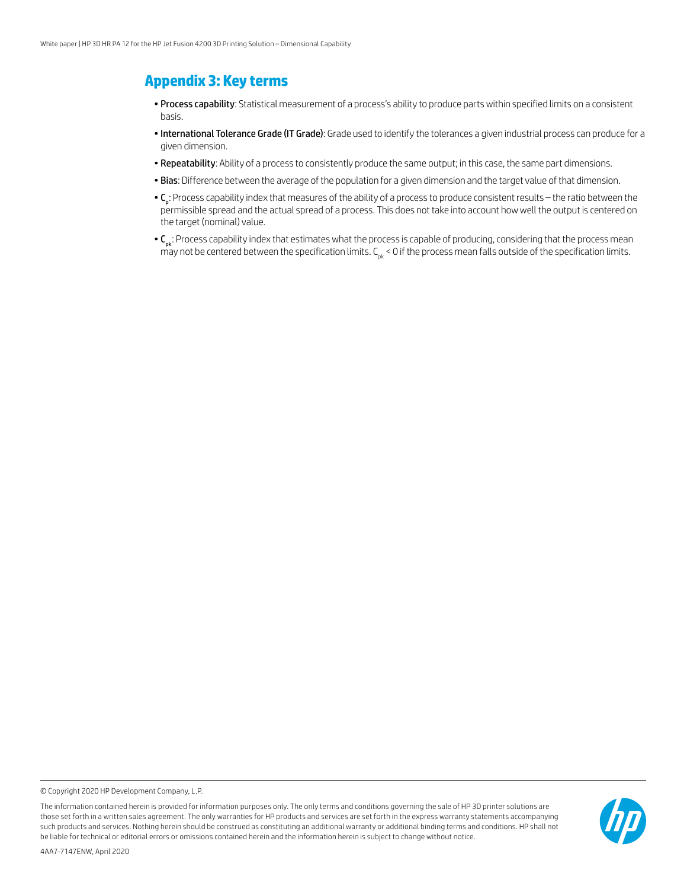## Appendix 3: Key terms

- **Process capability**: Statistical measurement of a process's ability to produce parts within specified limits on a consistent basis.
- **International Tolerance Grade (IT Grade)**: Grade used to identify the tolerances a given industrial process can produce for a given dimension.
- **Repeatability**: Ability of a process to consistently produce the same output; in this case, the same part dimensions.
- **Bias**: Difference between the average of the population for a given dimension and the target value of that dimension.
- **$C_p$**: Process capability index that measures of the ability of a process to produce consistent results – the ratio between the permissible spread and the actual spread of a process. This does not take into account how well the output is centered on the target (nominal) value.
- **$C_{pk}$**: Process capability index that estimates what the process is capable of producing, considering that the process mean may not be centered between the specification limits. $C_{pk} < 0$ if the process mean falls outside of the specification limits.

© Copyright 2020 HP Development Company, L.P.

The information contained herein is provided for information purposes only. The only terms and conditions governing the sale of HP 3D printer solutions are those set forth in a written sales agreement. The only warranties for HP products and services are set forth in the express warranty statements accompanying such products and services. Nothing herein should be construed as constituting an additional warranty or additional binding terms and conditions. HP shall not be liable for technical or editorial errors or omissions contained herein and the information herein is subject to change without notice.

4AA7-7147ENW, April 2020